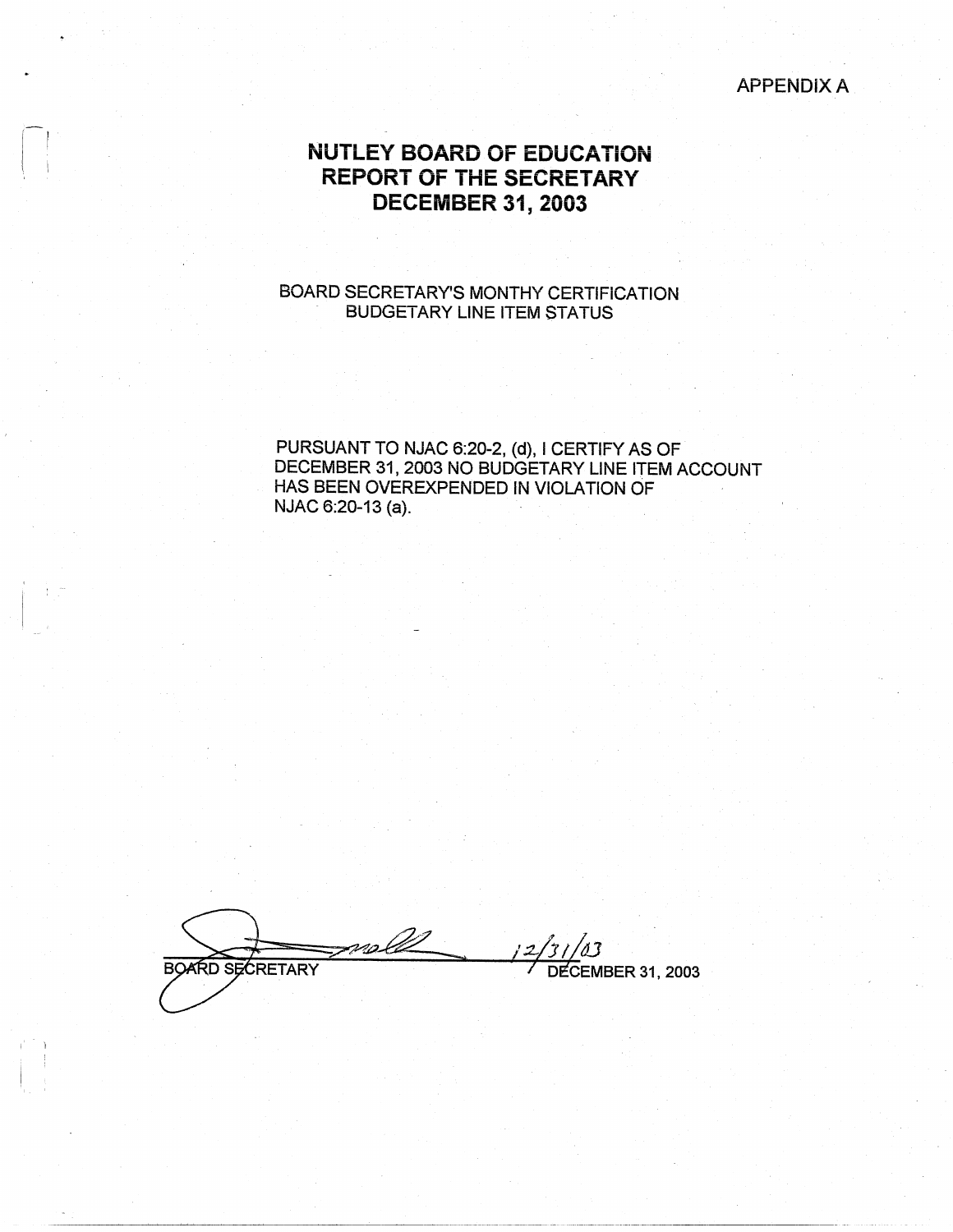APPENDIX A

# NUTLEY BOARD OF EDUCATION
# REPORT OF THE SECRETARY
# DECEMBER 31, 2003

BOARD SECRETARY'S MONTHY CERTIFICATION
BUDGETARY LINE ITEM STATUS

PURSUANT TO NJAC 6:20-2, (d), I CERTIFY AS OF DECEMBER 31, 2003 NO BUDGETARY LINE ITEM ACCOUNT HAS BEEN OVEREXPENDED IN VIOLATION OF NJAC 6:20-13 (a).

BOARD SECRETARY 12/31/03
DECEMBER 31, 2003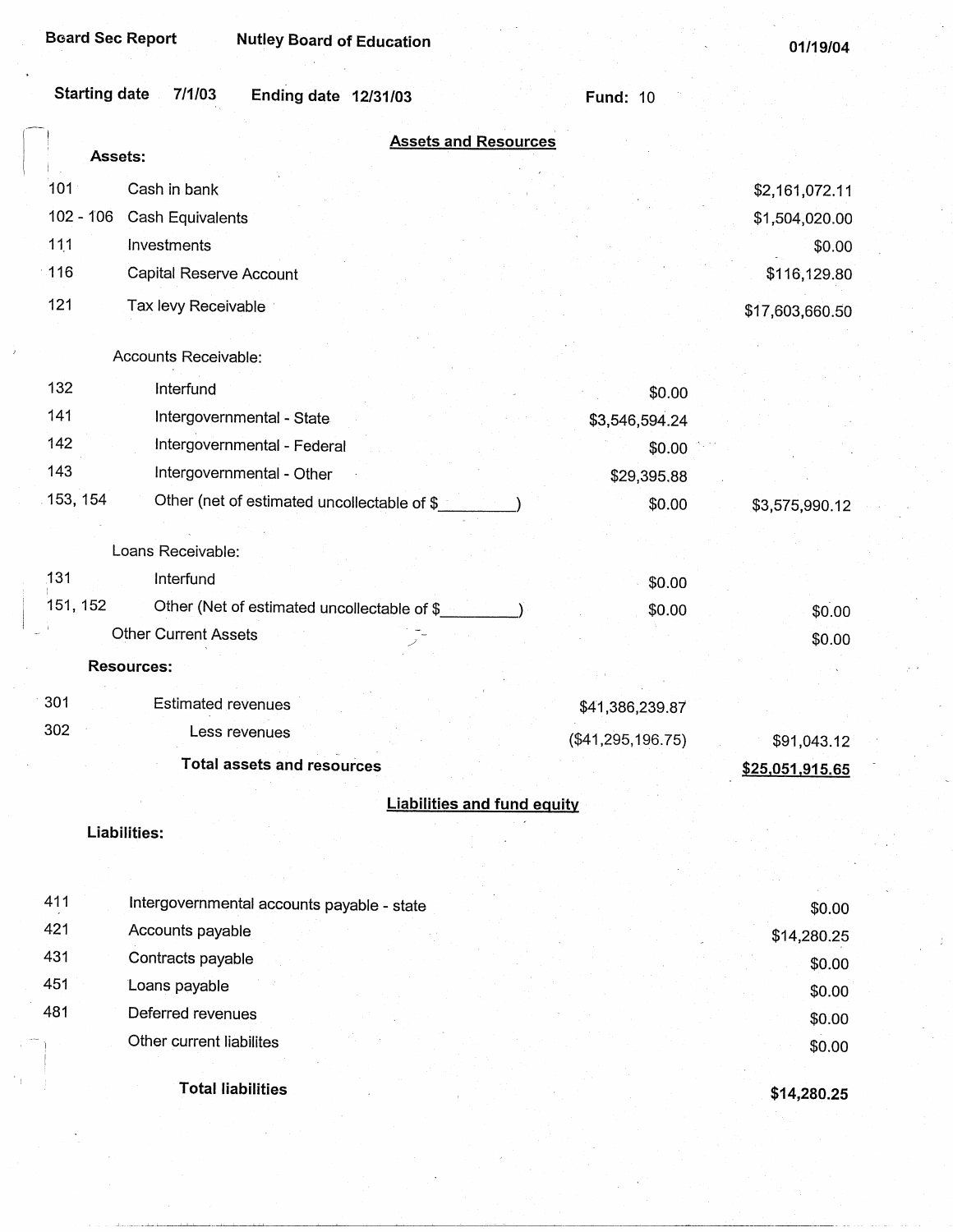Board Sec Report — Nutley Board of Education — 01/19/04

Starting date 7/1/03 — Ending date 12/31/03 — Fund: 10

## Assets and Resources

| Code | Description | | |
|---|---|---|---|
| | **Assets:** | | |
| 101 | Cash in bank | | $2,161,072.11 |
| 102 - 106 | Cash Equivalents | | $1,504,020.00 |
| 111 | Investments | | $0.00 |
| 116 | Capital Reserve Account | | $116,129.80 |
| 121 | Tax levy Receivable | | $17,603,660.50 |
| | Accounts Receivable: | | |
| 132 | Interfund | $0.00 | |
| 141 | Intergovernmental - State | $3,546,594.24 | |
| 142 | Intergovernmental - Federal | $0.00 | |
| 143 | Intergovernmental - Other | $29,395.88 | |
| 153, 154 | Other (net of estimated uncollectable of $_________) | $0.00 | $3,575,990.12 |
| | Loans Receivable: | | |
| 131 | Interfund | $0.00 | |
| 151, 152 | Other (Net of estimated uncollectable of $_________) | $0.00 | $0.00 |
| | Other Current Assets | | $0.00 |
| | **Resources:** | | |
| 301 | Estimated revenues | $41,386,239.87 | |
| 302 | Less revenues | ($41,295,196.75) | $91,043.12 |
| | **Total assets and resources** | | **$25,051,915.65** |

## Liabilities and fund equity

| Code | Description | |
|---|---|---|
| | **Liabilities:** | |
| 411 | Intergovernmental accounts payable - state | $0.00 |
| 421 | Accounts payable | $14,280.25 |
| 431 | Contracts payable | $0.00 |
| 451 | Loans payable | $0.00 |
| 481 | Deferred revenues | $0.00 |
| | Other current liabilites | $0.00 |
| | **Total liabilities** | **$14,280.25** |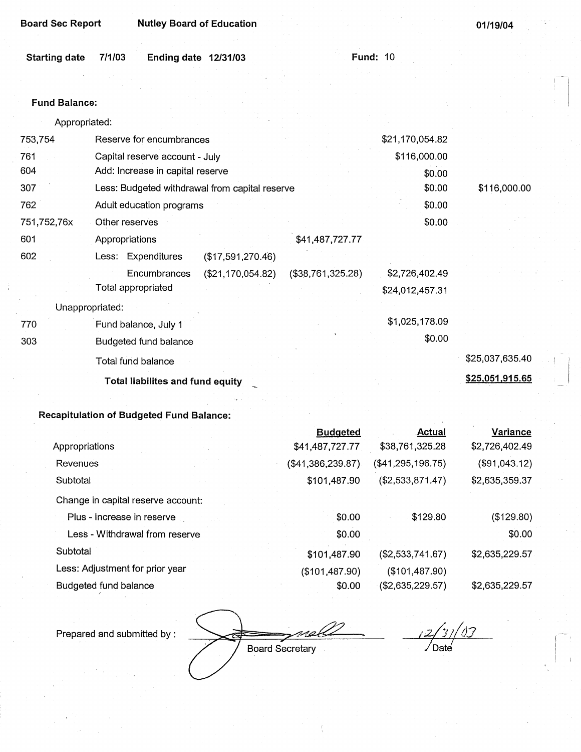**Board Sec Report** **Nutley Board of Education** **01/19/04**

**Starting date** 7/1/03 **Ending date** 12/31/03 **Fund:** 10

**Fund Balance:**

| Code | Description | | | | |
|---|---|---|---|---|---|
| | Appropriated: | | | | |
| 753,754 | Reserve for encumbrances | | | $21,170,054.82 | |
| 761 | Capital reserve account - July | | | $116,000.00 | |
| 604 | Add: Increase in capital reserve | | | $0.00 | |
| 307 | Less: Budgeted withdrawal from capital reserve | | | $0.00 | $116,000.00 |
| 762 | Adult education programs | | | $0.00 | |
| 751,752,76x | Other reserves | | | $0.00 | |
| 601 | Appropriations | | $41,487,727.77 | | |
| 602 | Less: Expenditures | ($17,591,270.46) | | | |
| | Encumbrances | ($21,170,054.82) | ($38,761,325.28) | $2,726,402.49 | |
| | Total appropriated | | | $24,012,457.31 | |
| | Unappropriated: | | | | |
| 770 | Fund balance, July 1 | | | $1,025,178.09 | |
| 303 | Budgeted fund balance | | | $0.00 | |
| | Total fund balance | | | | $25,037,635.40 |
| | **Total liabilites and fund equity** | | | | **$25,051,915.65** |

**Recapitulation of Budgeted Fund Balance:**

| | Budgeted | Actual | Variance |
|---|---|---|---|
| Appropriations | $41,487,727.77 | $38,761,325.28 | $2,726,402.49 |
| Revenues | ($41,386,239.87) | ($41,295,196.75) | ($91,043.12) |
| Subtotal | $101,487.90 | ($2,533,871.47) | $2,635,359.37 |
| Change in capital reserve account: | | | |
| Plus - Increase in reserve | $0.00 | $129.80 | ($129.80) |
| Less - Withdrawal from reserve | $0.00 | | $0.00 |
| Subtotal | $101,487.90 | ($2,533,741.67) | $2,635,229.57 |
| Less: Adjustment for prior year | ($101,487.90) | ($101,487.90) | |
| Budgeted fund balance | $0.00 | ($2,635,229.57) | $2,635,229.57 |

Prepared and submitted by : ____________________ Board Secretary    12/31/03 Date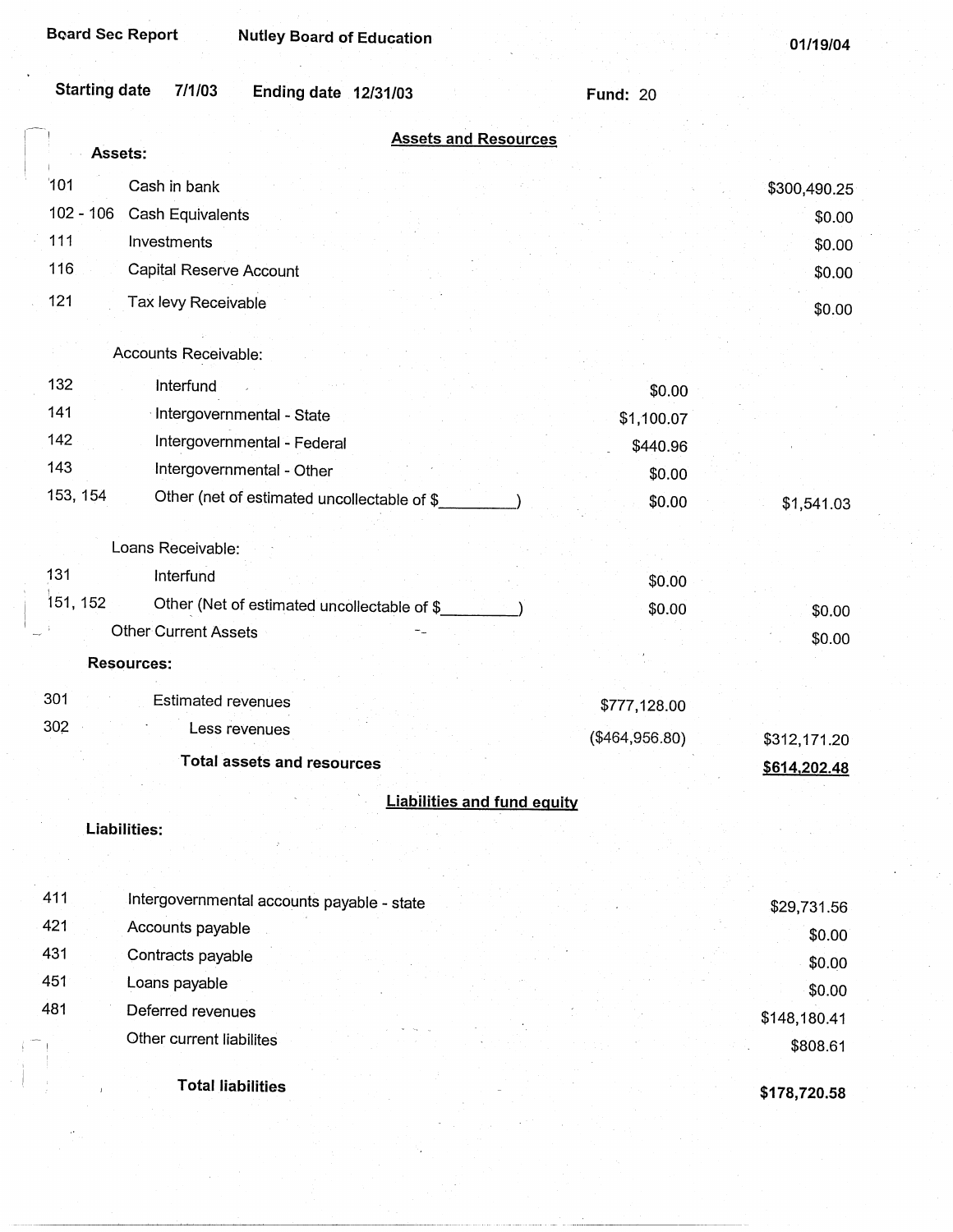Board Sec Report | Nutley Board of Education | 01/19/04

Starting date 7/1/03 | Ending date 12/31/03 | Fund: 20

## Assets and Resources

| Code | Description | | |
|---|---|---|---|
| | **Assets:** | | |
| 101 | Cash in bank | | $300,490.25 |
| 102 - 106 | Cash Equivalents | | $0.00 |
| 111 | Investments | | $0.00 |
| 116 | Capital Reserve Account | | $0.00 |
| 121 | Tax levy Receivable | | $0.00 |
| | Accounts Receivable: | | |
| 132 | Interfund | $0.00 | |
| 141 | Intergovernmental - State | $1,100.07 | |
| 142 | Intergovernmental - Federal | $440.96 | |
| 143 | Intergovernmental - Other | $0.00 | |
| 153, 154 | Other (net of estimated uncollectable of $_________) | $0.00 | $1,541.03 |
| | Loans Receivable: | | |
| 131 | Interfund | $0.00 | |
| 151, 152 | Other (Net of estimated uncollectable of $_________) | $0.00 | $0.00 |
| | Other Current Assets | | $0.00 |
| | **Resources:** | | |
| 301 | Estimated revenues | $777,128.00 | |
| 302 | Less revenues | ($464,956.80) | $312,171.20 |
| | **Total assets and resources** | | **$614,202.48** |

## Liabilities and fund equity

| Code | Description | |
|---|---|---|
| | **Liabilities:** | |
| 411 | Intergovernmental accounts payable - state | $29,731.56 |
| 421 | Accounts payable | $0.00 |
| 431 | Contracts payable | $0.00 |
| 451 | Loans payable | $0.00 |
| 481 | Deferred revenues | $148,180.41 |
| | Other current liabilites | $808.61 |
| | **Total liabilities** | **$178,720.58** |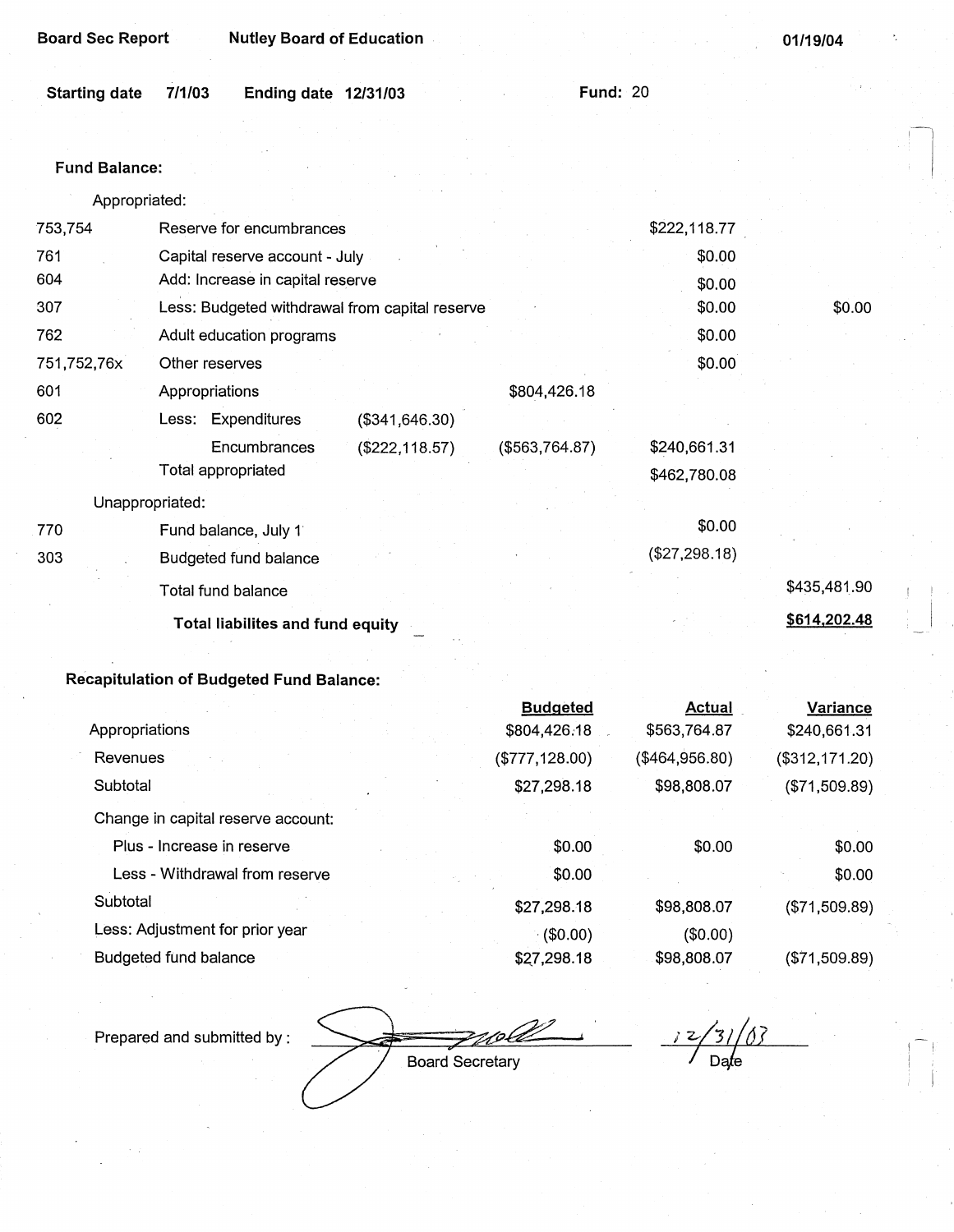Board Sec Report | Nutley Board of Education | 01/19/04

Starting date 7/1/03 Ending date 12/31/03 | Fund: 20

**Fund Balance:**

| | | | | | |
|---|---|---|---|---|---|
| | Appropriated: | | | | |
| 753,754 | Reserve for encumbrances | | | $222,118.77 | |
| 761 | Capital reserve account - July | | | $0.00 | |
| 604 | Add: Increase in capital reserve | | | $0.00 | |
| 307 | Less: Budgeted withdrawal from capital reserve | | | $0.00 | $0.00 |
| 762 | Adult education programs | | | $0.00 | |
| 751,752,76x | Other reserves | | | $0.00 | |
| 601 | Appropriations | | $804,426.18 | | |
| 602 | Less: Expenditures | ($341,646.30) | | | |
| | Encumbrances | ($222,118.57) | ($563,764.87) | $240,661.31 | |
| | Total appropriated | | | $462,780.08 | |
| | Unappropriated: | | | | |
| 770 | Fund balance, July 1 | | | $0.00 | |
| 303 | Budgeted fund balance | | | ($27,298.18) | |
| | Total fund balance | | | | $435,481.90 |
| | **Total liabilites and fund equity** | | | | **$614,202.48** |

**Recapitulation of Budgeted Fund Balance:**

| | Budgeted | Actual | Variance |
|---|---|---|---|
| Appropriations | $804,426.18 | $563,764.87 | $240,661.31 |
| Revenues | ($777,128.00) | ($464,956.80) | ($312,171.20) |
| Subtotal | $27,298.18 | $98,808.07 | ($71,509.89) |
| Change in capital reserve account: | | | |
| Plus - Increase in reserve | $0.00 | $0.00 | $0.00 |
| Less - Withdrawal from reserve | $0.00 | | $0.00 |
| Subtotal | $27,298.18 | $98,808.07 | ($71,509.89) |
| Less: Adjustment for prior year | ($0.00) | ($0.00) | |
| Budgeted fund balance | $27,298.18 | $98,808.07 | ($71,509.89) |

Prepared and submitted by : ____________________ Board Secretary 12/31/03 Date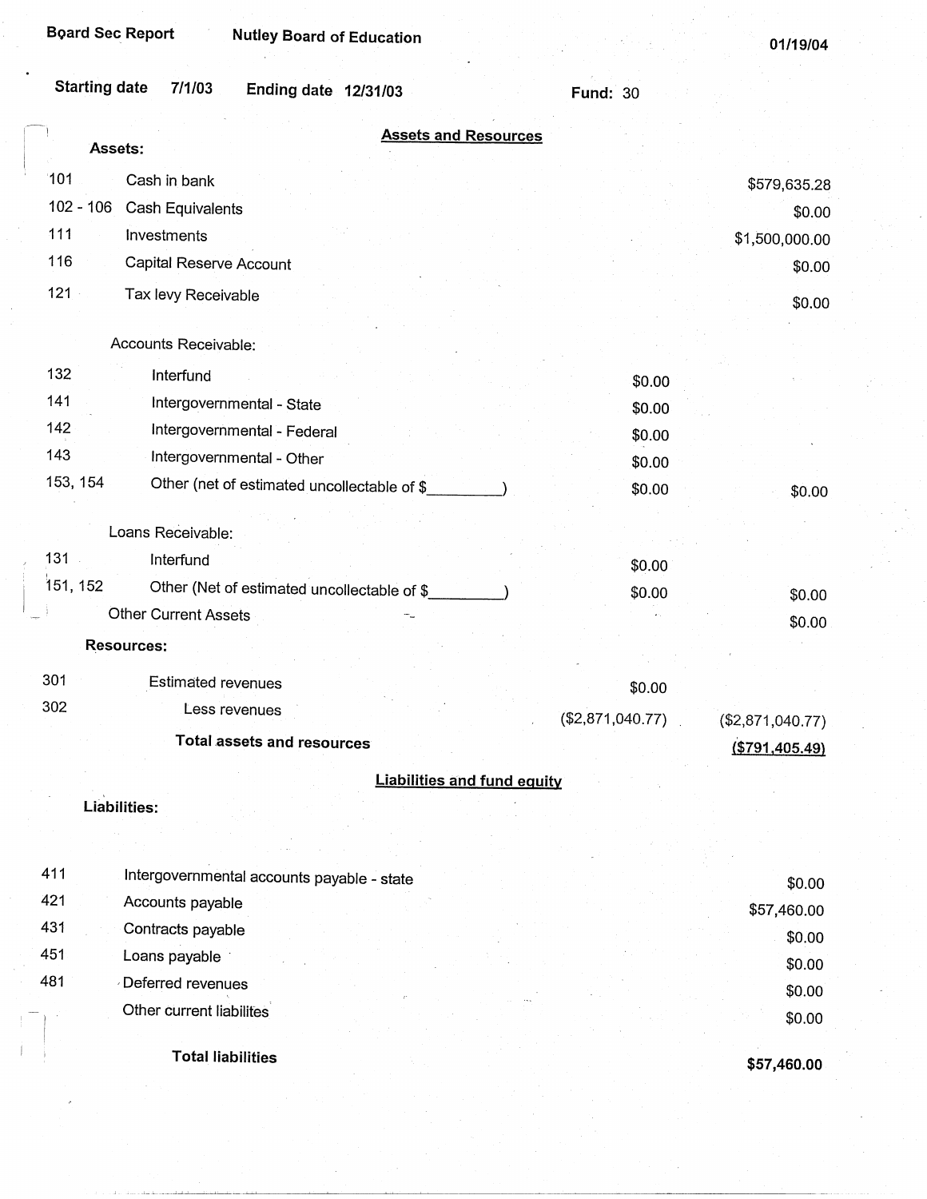Board Sec Report Nutley Board of Education 01/19/04

Starting date 7/1/03 Ending date 12/31/03 Fund: 30

## Assets and Resources

**Assets:**

| | | | |
|---|---|---|---|
| 101 | Cash in bank | | $579,635.28 |
| 102 - 106 | Cash Equivalents | | $0.00 |
| 111 | Investments | | $1,500,000.00 |
| 116 | Capital Reserve Account | | $0.00 |
| 121 | Tax levy Receivable | | $0.00 |
| | Accounts Receivable: | | |
| 132 | Interfund | $0.00 | |
| 141 | Intergovernmental - State | $0.00 | |
| 142 | Intergovernmental - Federal | $0.00 | |
| 143 | Intergovernmental - Other | $0.00 | |
| 153, 154 | Other (net of estimated uncollectable of $_________) | $0.00 | $0.00 |
| | Loans Receivable: | | |
| 131 | Interfund | $0.00 | |
| 151, 152 | Other (Net of estimated uncollectable of $_________) | $0.00 | $0.00 |
| | Other Current Assets | | $0.00 |

**Resources:**

| | | | |
|---|---|---|---|
| 301 | Estimated revenues | $0.00 | |
| 302 | Less revenues | ($2,871,040.77) | ($2,871,040.77) |
| | **Total assets and resources** | | **($791,405.49)** |

## Liabilities and fund equity

**Liabilities:**

| | | |
|---|---|---|
| 411 | Intergovernmental accounts payable - state | $0.00 |
| 421 | Accounts payable | $57,460.00 |
| 431 | Contracts payable | $0.00 |
| 451 | Loans payable | $0.00 |
| 481 | Deferred revenues | $0.00 |
| | Other current liabilites | $0.00 |
| | **Total liabilities** | **$57,460.00** |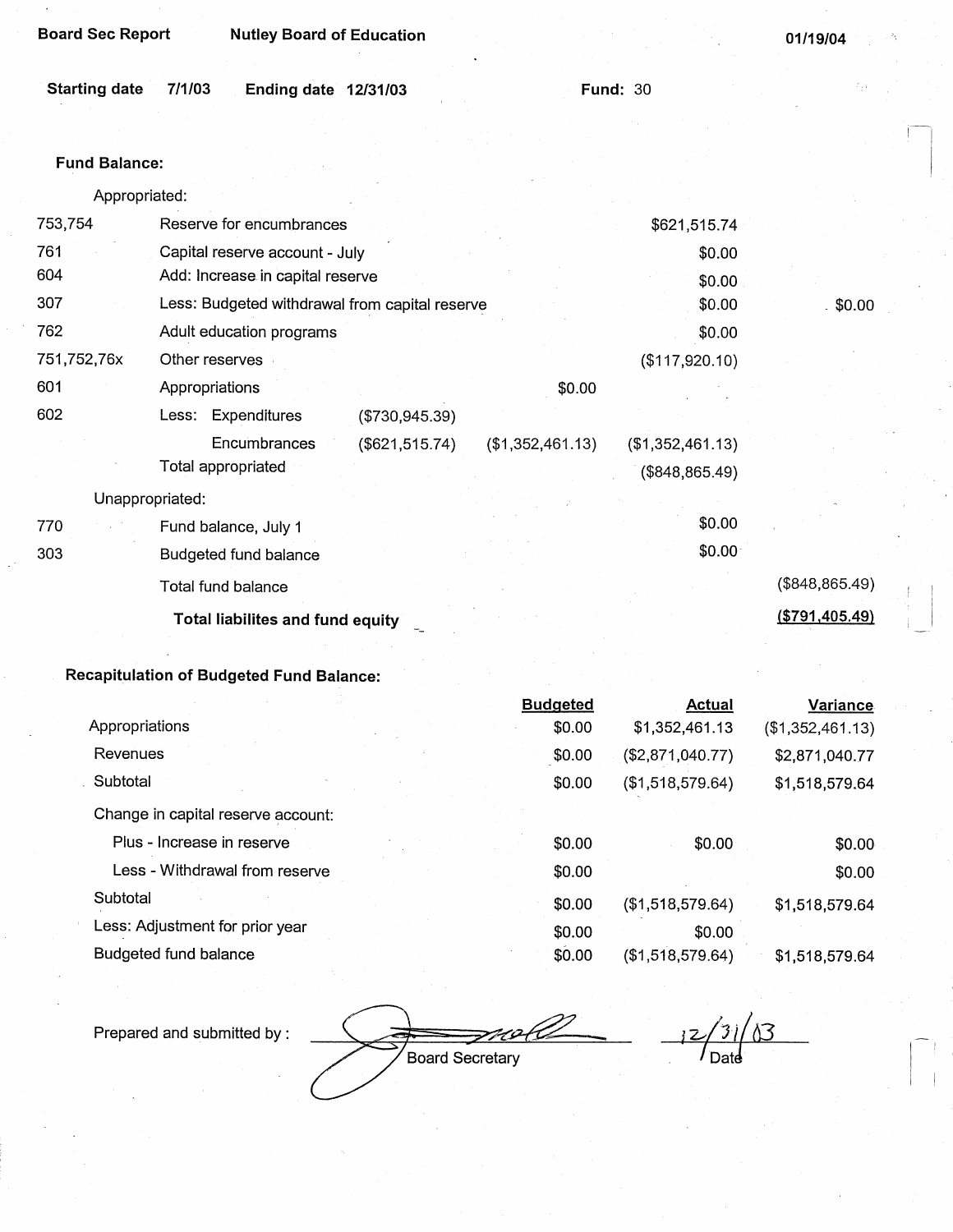**Board Sec Report** **Nutley Board of Education** **01/19/04**

**Starting date** 7/1/03 **Ending date** 12/31/03 **Fund:** 30

**Fund Balance:**

| | | | | | |
|---|---|---|---|---|---|
| | Appropriated: | | | | |
| 753,754 | Reserve for encumbrances | | | $621,515.74 | |
| 761 | Capital reserve account - July | | | $0.00 | |
| 604 | Add: Increase in capital reserve | | | $0.00 | |
| 307 | Less: Budgeted withdrawal from capital reserve | | | $0.00 | $0.00 |
| 762 | Adult education programs | | | $0.00 | |
| 751,752,76x | Other reserves | | | ($117,920.10) | |
| 601 | Appropriations | | $0.00 | | |
| 602 | Less: Expenditures | ($730,945.39) | | | |
| | Encumbrances | ($621,515.74) | ($1,352,461.13) | ($1,352,461.13) | |
| | Total appropriated | | | ($848,865.49) | |
| | Unappropriated: | | | | |
| 770 | Fund balance, July 1 | | | $0.00 | |
| 303 | Budgeted fund balance | | | $0.00 | |
| | Total fund balance | | | | ($848,865.49) |
| | **Total liabilites and fund equity** | | | | **($791,405.49)** |

**Recapitulation of Budgeted Fund Balance:**

| | Budgeted | Actual | Variance |
|---|---|---|---|
| Appropriations | $0.00 | $1,352,461.13 | ($1,352,461.13) |
| Revenues | $0.00 | ($2,871,040.77) | $2,871,040.77 |
| Subtotal | $0.00 | ($1,518,579.64) | $1,518,579.64 |
| Change in capital reserve account: | | | |
| Plus - Increase in reserve | $0.00 | $0.00 | $0.00 |
| Less - Withdrawal from reserve | $0.00 | | $0.00 |
| Subtotal | $0.00 | ($1,518,579.64) | $1,518,579.64 |
| Less: Adjustment for prior year | $0.00 | $0.00 | |
| Budgeted fund balance | $0.00 | ($1,518,579.64) | $1,518,579.64 |

Prepared and submitted by : ______________________ Board Secretary     12/31/03 Date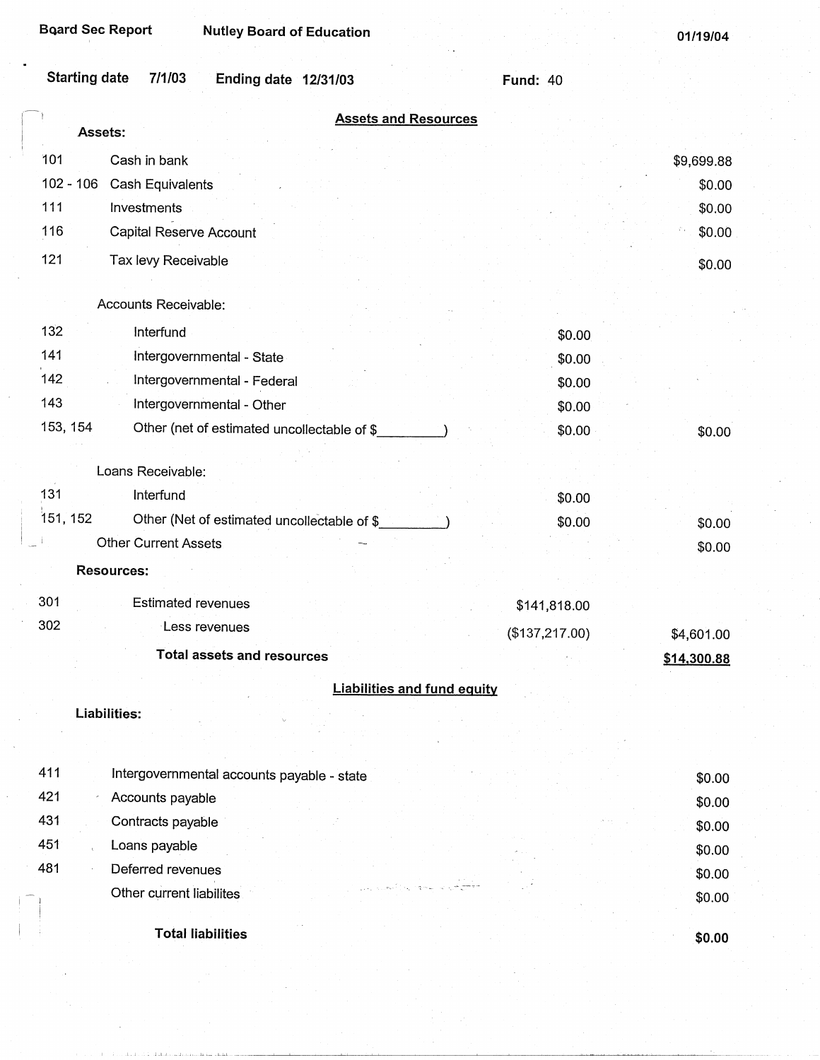Board Sec Report | Nutley Board of Education | 01/19/04

Starting date 7/1/03 | Ending date 12/31/03 | Fund: 40

## Assets and Resources

| Code | Description | | Amount |
|---|---|---|---|
| | **Assets:** | | |
| 101 | Cash in bank | | $9,699.88 |
| 102 - 106 | Cash Equivalents | | $0.00 |
| 111 | Investments | | $0.00 |
| 116 | Capital Reserve Account | | $0.00 |
| 121 | Tax levy Receivable | | $0.00 |
| | Accounts Receivable: | | |
| 132 | Interfund | $0.00 | |
| 141 | Intergovernmental - State | $0.00 | |
| 142 | Intergovernmental - Federal | $0.00 | |
| 143 | Intergovernmental - Other | $0.00 | |
| 153, 154 | Other (net of estimated uncollectable of $_________) | $0.00 | $0.00 |
| | Loans Receivable: | | |
| 131 | Interfund | $0.00 | |
| 151, 152 | Other (Net of estimated uncollectable of $_________) | $0.00 | $0.00 |
| | Other Current Assets | | $0.00 |
| | **Resources:** | | |
| 301 | Estimated revenues | $141,818.00 | |
| 302 | Less revenues | ($137,217.00) | $4,601.00 |
| | **Total assets and resources** | | **$14,300.88** |

## Liabilities and fund equity

| Code | Description | Amount |
|---|---|---|
| | **Liabilities:** | |
| 411 | Intergovernmental accounts payable - state | $0.00 |
| 421 | Accounts payable | $0.00 |
| 431 | Contracts payable | $0.00 |
| 451 | Loans payable | $0.00 |
| 481 | Deferred revenues | $0.00 |
| | Other current liabilites | $0.00 |
| | **Total liabilities** | **$0.00** |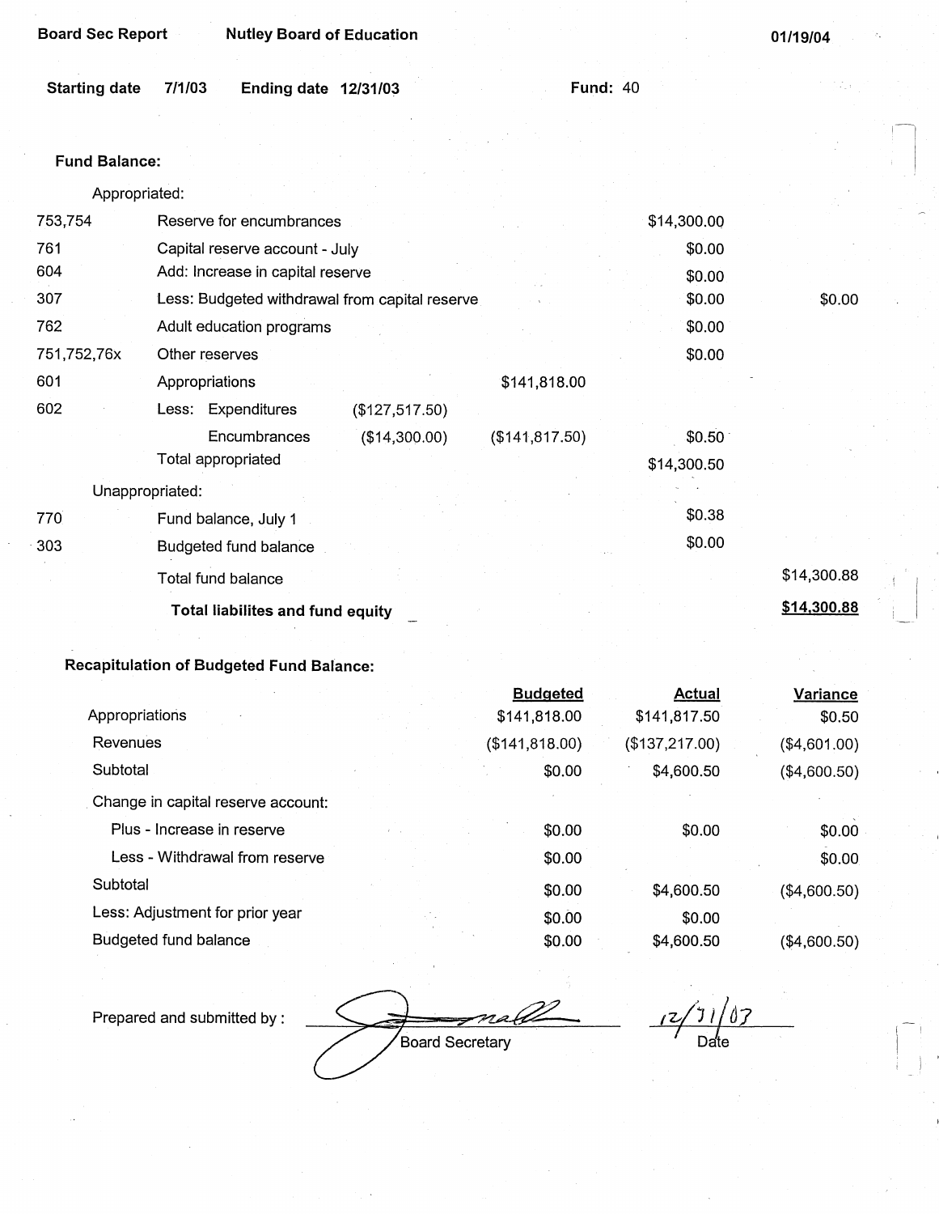**Board Sec Report** **Nutley Board of Education** **01/19/04**

**Starting date** 7/1/03 **Ending date** 12/31/03 **Fund:** 40

**Fund Balance:**

| | | | | | |
|---|---|---|---|---|---|
| | Appropriated: | | | | |
| 753,754 | Reserve for encumbrances | | | $14,300.00 | |
| 761 | Capital reserve account - July | | | $0.00 | |
| 604 | Add: Increase in capital reserve | | | $0.00 | |
| 307 | Less: Budgeted withdrawal from capital reserve | | | $0.00 | $0.00 |
| 762 | Adult education programs | | | $0.00 | |
| 751,752,76x | Other reserves | | | $0.00 | |
| 601 | Appropriations | | $141,818.00 | | |
| 602 | Less: Expenditures | ($127,517.50) | | | |
| | Encumbrances | ($14,300.00) | ($141,817.50) | $0.50 | |
| | Total appropriated | | | $14,300.50 | |
| | Unappropriated: | | | | |
| 770 | Fund balance, July 1 | | | $0.38 | |
| 303 | Budgeted fund balance | | | $0.00 | |
| | Total fund balance | | | | $14,300.88 |
| | **Total liabilites and fund equity** | | | | **$14,300.88** |

**Recapitulation of Budgeted Fund Balance:**

| | Budgeted | Actual | Variance |
|---|---|---|---|
| Appropriations | $141,818.00 | $141,817.50 | $0.50 |
| Revenues | ($141,818.00) | ($137,217.00) | ($4,601.00) |
| Subtotal | $0.00 | $4,600.50 | ($4,600.50) |
| Change in capital reserve account: | | | |
| Plus - Increase in reserve | $0.00 | $0.00 | $0.00 |
| Less - Withdrawal from reserve | $0.00 | | $0.00 |
| Subtotal | $0.00 | $4,600.50 | ($4,600.50) |
| Less: Adjustment for prior year | $0.00 | $0.00 | |
| Budgeted fund balance | $0.00 | $4,600.50 | ($4,600.50) |

Prepared and submitted by : ____________________ Board Secretary    12/31/03 Date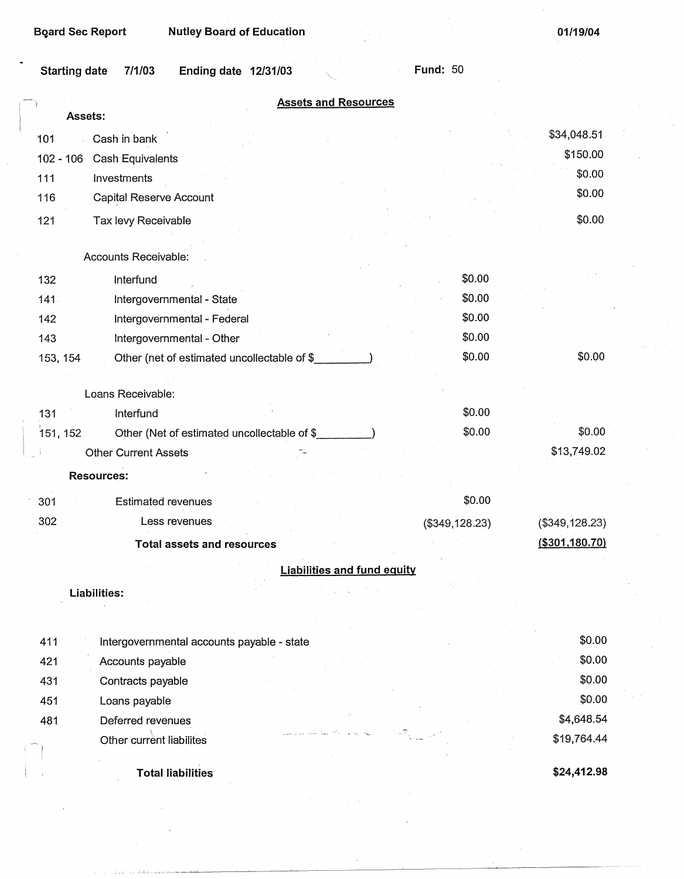Board Sec Report Nutley Board of Education 01/19/04

Starting date 7/1/03 Ending date 12/31/03 Fund: 50

## Assets and Resources

| | | | |
|---|---|---|---|
| **Assets:** | | | |
| 101 | Cash in bank | | $34,048.51 |
| 102 - 106 | Cash Equivalents | | $150.00 |
| 111 | Investments | | $0.00 |
| 116 | Capital Reserve Account | | $0.00 |
| 121 | Tax levy Receivable | | $0.00 |
| | Accounts Receivable: | | |
| 132 | Interfund | $0.00 | |
| 141 | Intergovernmental - State | $0.00 | |
| 142 | Intergovernmental - Federal | $0.00 | |
| 143 | Intergovernmental - Other | $0.00 | |
| 153, 154 | Other (net of estimated uncollectable of $_________) | $0.00 | $0.00 |
| | Loans Receivable: | | |
| 131 | Interfund | $0.00 | |
| 151, 152 | Other (Net of estimated uncollectable of $_________) | $0.00 | $0.00 |
| | Other Current Assets | | $13,749.02 |
| **Resources:** | | | |
| 301 | Estimated revenues | $0.00 | |
| 302 | Less revenues | ($349,128.23) | ($349,128.23) |
| | **Total assets and resources** | | ($301,180.70) |

## Liabilities and fund equity

| | | |
|---|---|---|
| **Liabilities:** | | |
| 411 | Intergovernmental accounts payable - state | $0.00 |
| 421 | Accounts payable | $0.00 |
| 431 | Contracts payable | $0.00 |
| 451 | Loans payable | $0.00 |
| 481 | Deferred revenues | $4,648.54 |
| | Other current liabilites | $19,764.44 |
| | **Total liabilities** | **$24,412.98** |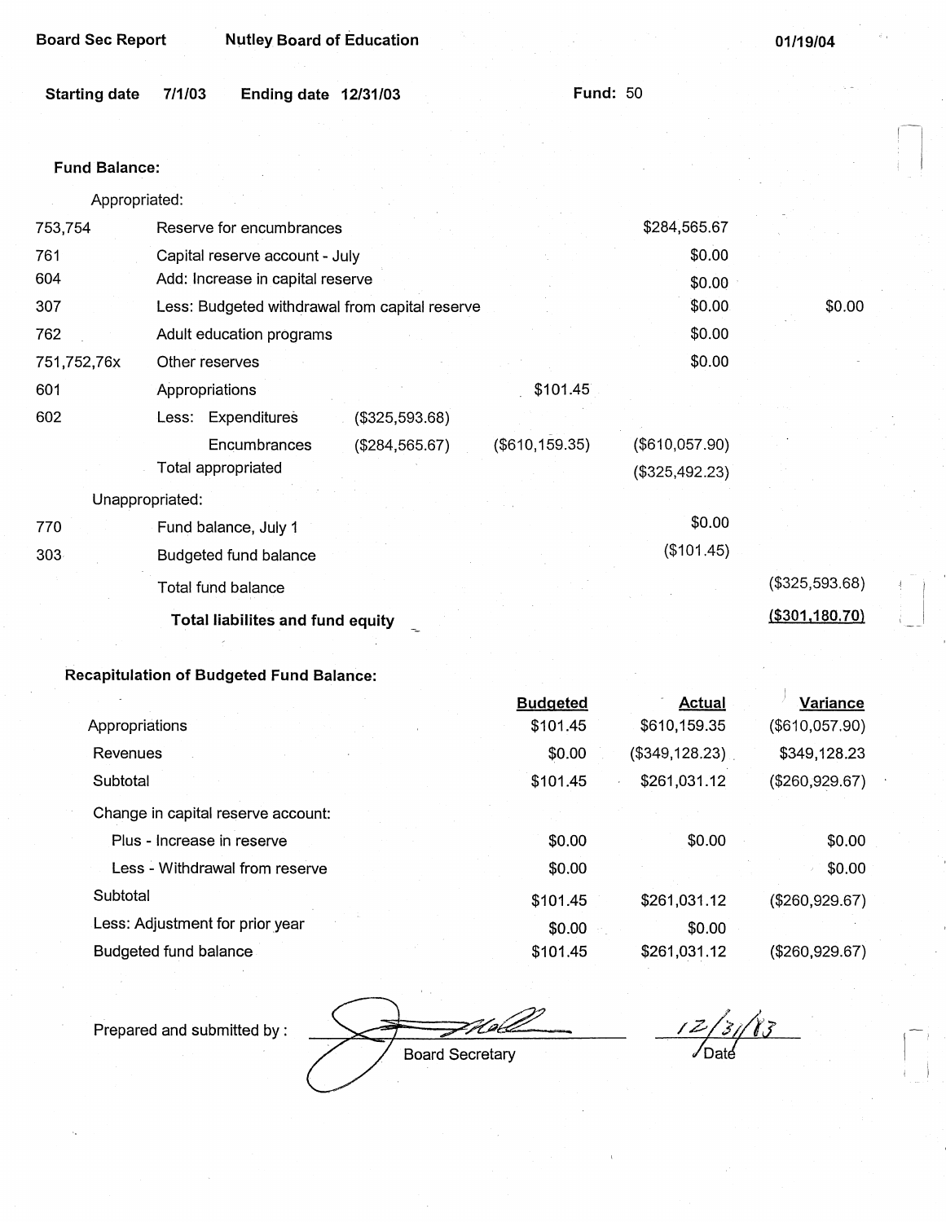**Board Sec Report** **Nutley Board of Education** **01/19/04**

**Starting date** 7/1/03 **Ending date** 12/31/03 **Fund:** 50

**Fund Balance:**

| | | | | | |
|---|---|---|---|---|---|
| | Appropriated: | | | | |
| 753,754 | Reserve for encumbrances | | | $284,565.67 | |
| 761 | Capital reserve account - July | | | $0.00 | |
| 604 | Add: Increase in capital reserve | | | $0.00 | |
| 307 | Less: Budgeted withdrawal from capital reserve | | | $0.00 | $0.00 |
| 762 | Adult education programs | | | $0.00 | |
| 751,752,76x | Other reserves | | | $0.00 | |
| 601 | Appropriations | | $101.45 | | |
| 602 | Less: Expenditures | ($325,593.68) | | | |
| | Encumbrances | ($284,565.67) | ($610,159.35) | ($610,057.90) | |
| | Total appropriated | | | ($325,492.23) | |
| | Unappropriated: | | | | |
| 770 | Fund balance, July 1 | | | $0.00 | |
| 303 | Budgeted fund balance | | | ($101.45) | |
| | Total fund balance | | | | ($325,593.68) |
| | **Total liabilites and fund equity** | | | | **($301,180.70)** |

**Recapitulation of Budgeted Fund Balance:**

| | Budgeted | Actual | Variance |
|---|---|---|---|
| Appropriations | $101.45 | $610,159.35 | ($610,057.90) |
| Revenues | $0.00 | ($349,128.23) | $349,128.23 |
| Subtotal | $101.45 | $261,031.12 | ($260,929.67) |
| Change in capital reserve account: | | | |
| Plus - Increase in reserve | $0.00 | $0.00 | $0.00 |
| Less - Withdrawal from reserve | $0.00 | | $0.00 |
| Subtotal | $101.45 | $261,031.12 | ($260,929.67) |
| Less: Adjustment for prior year | $0.00 | $0.00 | |
| Budgeted fund balance | $101.45 | $261,031.12 | ($260,929.67) |

Prepared and submitted by : ____________________ 12/31/03

Board Secretary Date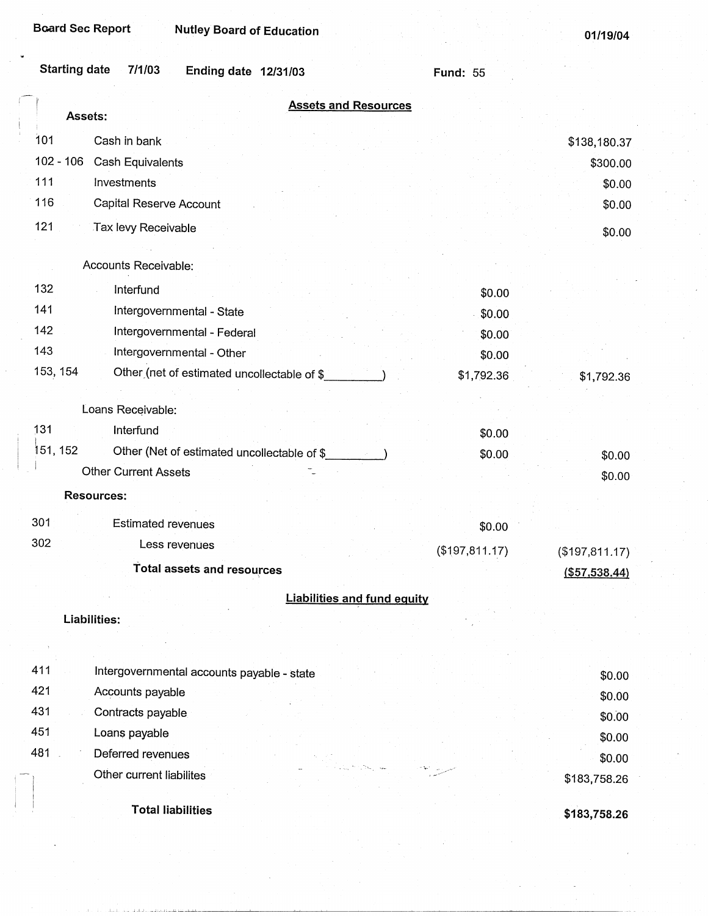Board Sec Report | Nutley Board of Education | 01/19/04

Starting date 7/1/03 | Ending date 12/31/03 | Fund: 55

## Assets and Resources

**Assets:**

| Code | Description | | Amount |
|---|---|---|---|
| 101 | Cash in bank | | $138,180.37 |
| 102 - 106 | Cash Equivalents | | $300.00 |
| 111 | Investments | | $0.00 |
| 116 | Capital Reserve Account | | $0.00 |
| 121 | Tax levy Receivable | | $0.00 |
| | Accounts Receivable: | | |
| 132 | Interfund | $0.00 | |
| 141 | Intergovernmental - State | $0.00 | |
| 142 | Intergovernmental - Federal | $0.00 | |
| 143 | Intergovernmental - Other | $0.00 | |
| 153, 154 | Other (net of estimated uncollectable of $_________) | $1,792.36 | $1,792.36 |
| | Loans Receivable: | | |
| 131 | Interfund | $0.00 | |
| 151, 152 | Other (Net of estimated uncollectable of $_________) | $0.00 | $0.00 |
| | Other Current Assets | | $0.00 |

**Resources:**

| Code | Description | | Amount |
|---|---|---|---|
| 301 | Estimated revenues | $0.00 | |
| 302 | Less revenues | ($197,811.17) | ($197,811.17) |
| | **Total assets and resources** | | ($57,538.44) |

## Liabilities and fund equity

**Liabilities:**

| Code | Description | Amount |
|---|---|---|
| 411 | Intergovernmental accounts payable - state | $0.00 |
| 421 | Accounts payable | $0.00 |
| 431 | Contracts payable | $0.00 |
| 451 | Loans payable | $0.00 |
| 481 | Deferred revenues | $0.00 |
| | Other current liabilites | $183,758.26 |
| | **Total liabilities** | **$183,758.26** |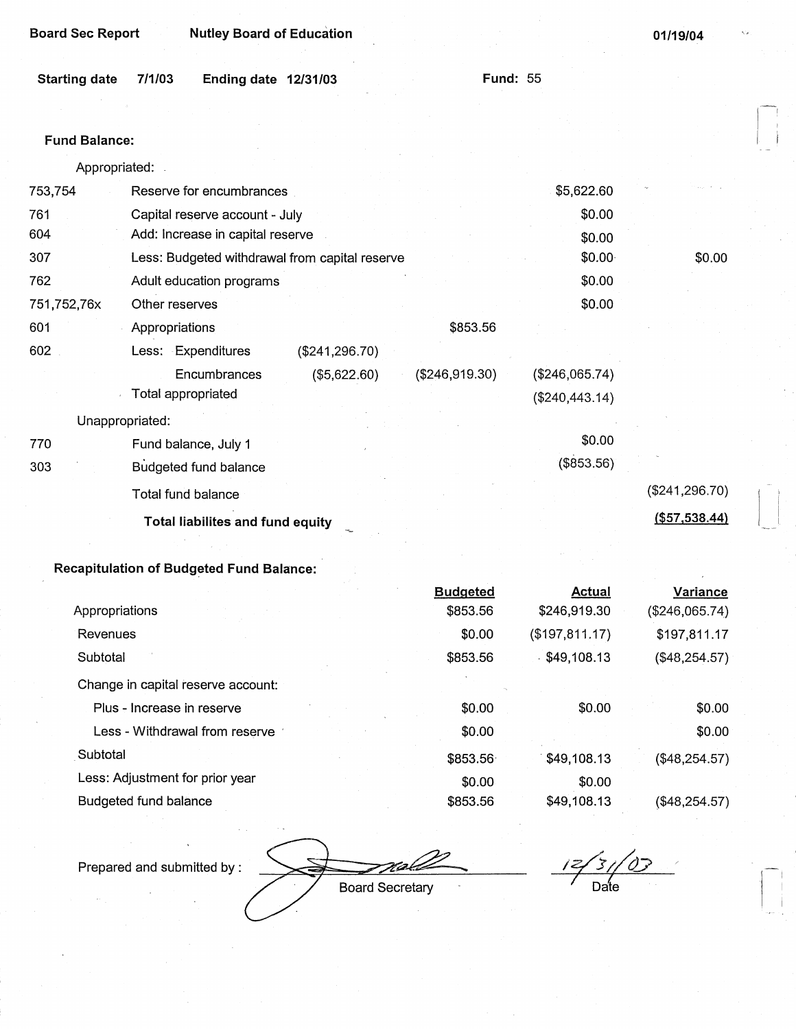Board Sec Report | Nutley Board of Education | 01/19/04

Starting date 7/1/03 | Ending date 12/31/03 | Fund: 55

**Fund Balance:**

| | | | | | |
|---|---|---|---|---|---|
| | Appropriated: | | | | |
| 753,754 | Reserve for encumbrances | | | $5,622.60 | |
| 761 | Capital reserve account - July | | | $0.00 | |
| 604 | Add: Increase in capital reserve | | | $0.00 | |
| 307 | Less: Budgeted withdrawal from capital reserve | | | $0.00 | $0.00 |
| 762 | Adult education programs | | | $0.00 | |
| 751,752,76x | Other reserves | | | $0.00 | |
| 601 | Appropriations | | $853.56 | | |
| 602 | Less: Expenditures | ($241,296.70) | | | |
| | Encumbrances | ($5,622.60) | ($246,919.30) | ($246,065.74) | |
| | Total appropriated | | | ($240,443.14) | |
| | Unappropriated: | | | | |
| 770 | Fund balance, July 1 | | | $0.00 | |
| 303 | Budgeted fund balance | | | ($853.56) | |
| | Total fund balance | | | | ($241,296.70) |
| | **Total liabilites and fund equity** | | | | **($57,538.44)** |

**Recapitulation of Budgeted Fund Balance:**

| | Budgeted | Actual | Variance |
|---|---|---|---|
| Appropriations | $853.56 | $246,919.30 | ($246,065.74) |
| Revenues | $0.00 | ($197,811.17) | $197,811.17 |
| Subtotal | $853.56 | $49,108.13 | ($48,254.57) |
| Change in capital reserve account: | | | |
| Plus - Increase in reserve | $0.00 | $0.00 | $0.00 |
| Less - Withdrawal from reserve | $0.00 | | $0.00 |
| Subtotal | $853.56 | $49,108.13 | ($48,254.57) |
| Less: Adjustment for prior year | $0.00 | $0.00 | |
| Budgeted fund balance | $853.56 | $49,108.13 | ($48,254.57) |

Prepared and submitted by : _______________ Board Secretary    12/31/03 Date